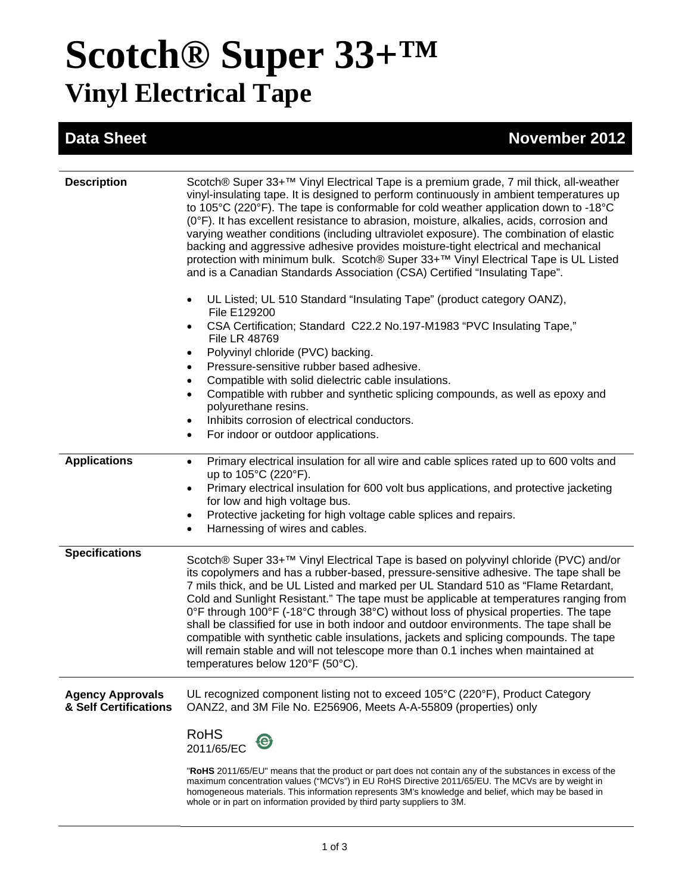# Scotch® Super 33+™

## Vinyl Electrical Tape

**Data Sheet** **November 2012**

### Description

Scotch® Super 33+™ Vinyl Electrical Tape is a premium grade, 7 mil thick, all-weather vinyl-insulating tape. It is designed to perform continuously in ambient temperatures up to 105°C (220°F). The tape is conformable for cold weather application down to -18°C (0°F). It has excellent resistance to abrasion, moisture, alkalies, acids, corrosion and varying weather conditions (including ultraviolet exposure). The combination of elastic backing and aggressive adhesive provides moisture-tight electrical and mechanical protection with minimum bulk. Scotch® Super 33+™ Vinyl Electrical Tape is UL Listed and is a Canadian Standards Association (CSA) Certified "Insulating Tape".

- UL Listed; UL 510 Standard "Insulating Tape" (product category OANZ), File E129200
- CSA Certification; Standard C22.2 No.197-M1983 "PVC Insulating Tape," File LR 48769
- Polyvinyl chloride (PVC) backing.
- Pressure-sensitive rubber based adhesive.
- Compatible with solid dielectric cable insulations.
- Compatible with rubber and synthetic splicing compounds, as well as epoxy and polyurethane resins.
- Inhibits corrosion of electrical conductors.
- For indoor or outdoor applications.

### Applications

- Primary electrical insulation for all wire and cable splices rated up to 600 volts and up to 105°C (220°F).
- Primary electrical insulation for 600 volt bus applications, and protective jacketing for low and high voltage bus.
- Protective jacketing for high voltage cable splices and repairs.
- Harnessing of wires and cables.

### Specifications

Scotch® Super 33+™ Vinyl Electrical Tape is based on polyvinyl chloride (PVC) and/or its copolymers and has a rubber-based, pressure-sensitive adhesive. The tape shall be 7 mils thick, and be UL Listed and marked per UL Standard 510 as "Flame Retardant, Cold and Sunlight Resistant." The tape must be applicable at temperatures ranging from 0°F through 100°F (-18°C through 38°C) without loss of physical properties. The tape shall be classified for use in both indoor and outdoor environments. The tape shall be compatible with synthetic cable insulations, jackets and splicing compounds. The tape will remain stable and will not telescope more than 0.1 inches when maintained at temperatures below 120°F (50°C).

### Agency Approvals & Self Certifications

UL recognized component listing not to exceed 105°C (220°F), Product Category OANZ2, and 3M File No. E256906, Meets A-A-55809 (properties) only

RoHS
2011/65/EC

"**RoHS** 2011/65/EU" means that the product or part does not contain any of the substances in excess of the maximum concentration values ("MCVs") in EU RoHS Directive 2011/65/EU. The MCVs are by weight in homogeneous materials. This information represents 3M's knowledge and belief, which may be based in whole or in part on information provided by third party suppliers to 3M.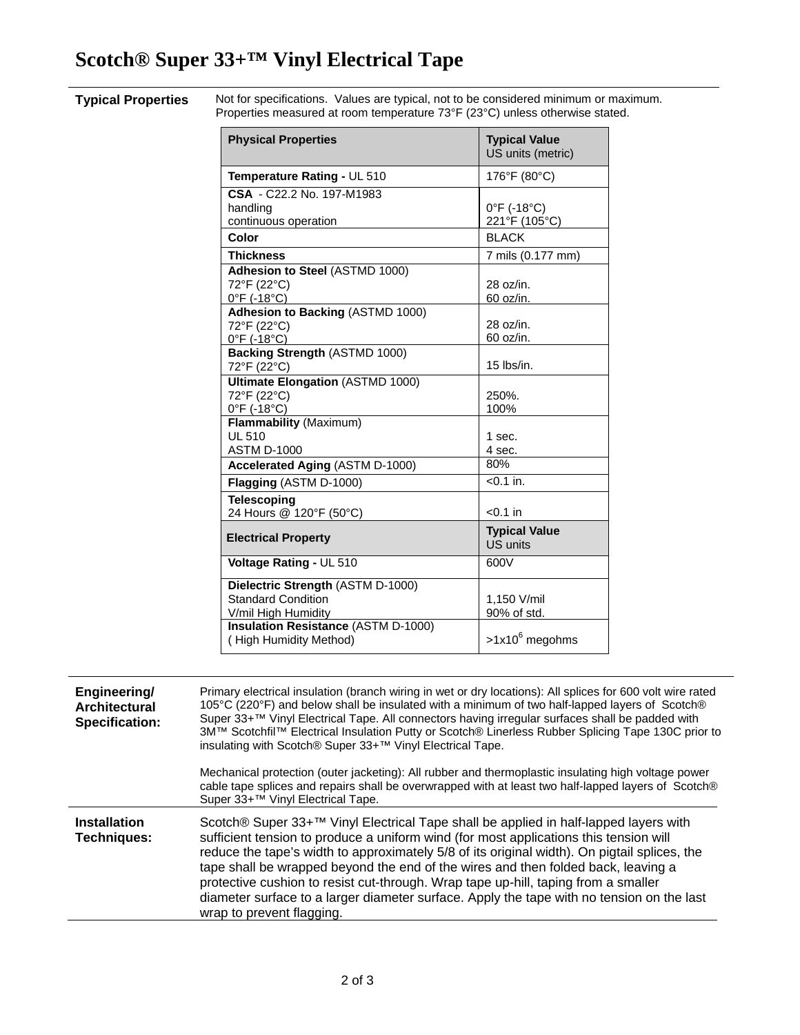# Scotch® Super 33+™ Vinyl Electrical Tape

**Typical Properties**

Not for specifications. Values are typical, not to be considered minimum or maximum. Properties measured at room temperature 73°F (23°C) unless otherwise stated.

| **Physical Properties** | **Typical Value** US units (metric) |
|---|---|
| **Temperature Rating -** UL 510 | 176°F (80°C) |
| **CSA** - C22.2 No. 197-M1983<br>handling<br>continuous operation | <br>0°F (-18°C)<br>221°F (105°C) |
| **Color** | BLACK |
| **Thickness** | 7 mils (0.177 mm) |
| **Adhesion to Steel** (ASTMD 1000)<br>72°F (22°C)<br>0°F (-18°C) | <br>28 oz/in.<br>60 oz/in. |
| **Adhesion to Backing** (ASTMD 1000)<br>72°F (22°C)<br>0°F (-18°C) | <br>28 oz/in.<br>60 oz/in. |
| **Backing Strength** (ASTMD 1000)<br>72°F (22°C) | <br>15 lbs/in. |
| **Ultimate Elongation** (ASTMD 1000)<br>72°F (22°C)<br>0°F (-18°C) | <br>250%.<br>100% |
| **Flammability** (Maximum)<br>UL 510<br>ASTM D-1000 | <br>1 sec.<br>4 sec. |
| **Accelerated Aging** (ASTM D-1000) | 80% |
| **Flagging** (ASTM D-1000) | <0.1 in. |
| **Telescoping**<br>24 Hours @ 120°F (50°C) | <br><0.1 in |
| **Electrical Property** | **Typical Value** US units |
| **Voltage Rating -** UL 510 | 600V |
| **Dielectric Strength** (ASTM D-1000)<br>Standard Condition<br>V/mil High Humidity | <br>1,150 V/mil<br>90% of std. |
| **Insulation Resistance** (ASTM D-1000)<br>( High Humidity Method) | $>1x10^6$ megohms |

**Engineering/ Architectural Specification:**

Primary electrical insulation (branch wiring in wet or dry locations): All splices for 600 volt wire rated 105°C (220°F) and below shall be insulated with a minimum of two half-lapped layers of Scotch® Super 33+™ Vinyl Electrical Tape. All connectors having irregular surfaces shall be padded with 3M™ Scotchfil™ Electrical Insulation Putty or Scotch® Linerless Rubber Splicing Tape 130C prior to insulating with Scotch® Super 33+™ Vinyl Electrical Tape.

Mechanical protection (outer jacketing): All rubber and thermoplastic insulating high voltage power cable tape splices and repairs shall be overwrapped with at least two half-lapped layers of Scotch® Super 33+™ Vinyl Electrical Tape.

**Installation Techniques:**

Scotch® Super 33+™ Vinyl Electrical Tape shall be applied in half-lapped layers with sufficient tension to produce a uniform wind (for most applications this tension will reduce the tape's width to approximately 5/8 of its original width). On pigtail splices, the tape shall be wrapped beyond the end of the wires and then folded back, leaving a protective cushion to resist cut-through. Wrap tape up-hill, taping from a smaller diameter surface to a larger diameter surface. Apply the tape with no tension on the last wrap to prevent flagging.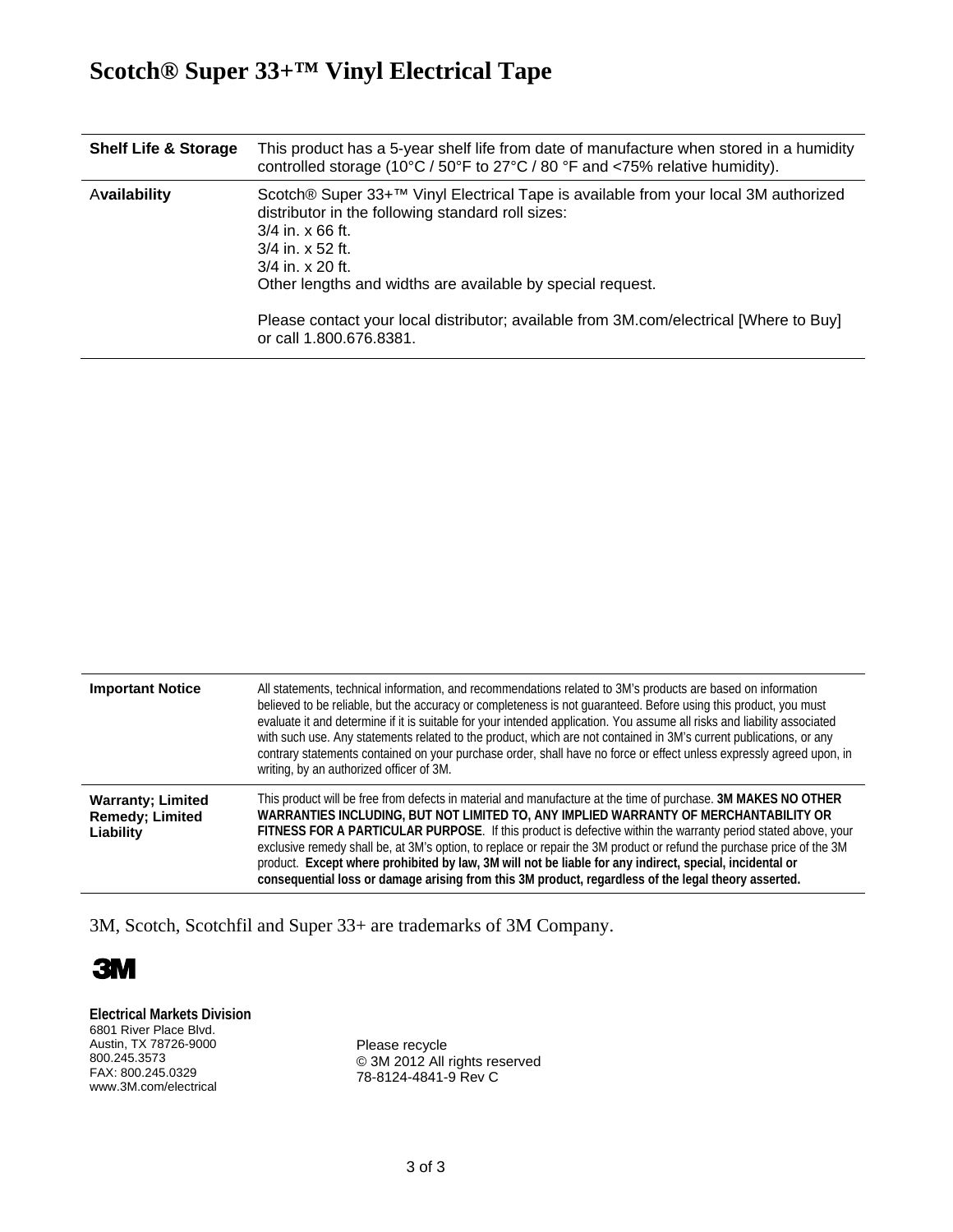# Scotch® Super 33+™ Vinyl Electrical Tape

| | |
|---|---|
| **Shelf Life & Storage** | This product has a 5-year shelf life from date of manufacture when stored in a humidity controlled storage (10°C / 50°F to 27°C / 80 °F and <75% relative humidity). |
| **Availability** | Scotch® Super 33+™ Vinyl Electrical Tape is available from your local 3M authorized distributor in the following standard roll sizes:<br>3/4 in. x 66 ft.<br>3/4 in. x 52 ft.<br>3/4 in. x 20 ft.<br>Other lengths and widths are available by special request.<br><br>Please contact your local distributor; available from 3M.com/electrical [Where to Buy] or call 1.800.676.8381. |

| | |
|---|---|
| **Important Notice** | All statements, technical information, and recommendations related to 3M's products are based on information believed to be reliable, but the accuracy or completeness is not guaranteed. Before using this product, you must evaluate it and determine if it is suitable for your intended application. You assume all risks and liability associated with such use. Any statements related to the product, which are not contained in 3M's current publications, or any contrary statements contained on your purchase order, shall have no force or effect unless expressly agreed upon, in writing, by an authorized officer of 3M. |
| **Warranty; Limited Remedy; Limited Liability** | This product will be free from defects in material and manufacture at the time of purchase. **3M MAKES NO OTHER WARRANTIES INCLUDING, BUT NOT LIMITED TO, ANY IMPLIED WARRANTY OF MERCHANTABILITY OR FITNESS FOR A PARTICULAR PURPOSE**. If this product is defective within the warranty period stated above, your exclusive remedy shall be, at 3M's option, to replace or repair the 3M product or refund the purchase price of the 3M product. **Except where prohibited by law, 3M will not be liable for any indirect, special, incidental or consequential loss or damage arising from this 3M product, regardless of the legal theory asserted.** |

3M, Scotch, Scotchfil and Super 33+ are trademarks of 3M Company.

3M

**Electrical Markets Division**
6801 River Place Blvd.
Austin, TX 78726-9000
800.245.3573
FAX: 800.245.0329
www.3M.com/electrical

Please recycle
© 3M 2012 All rights reserved
78-8124-4841-9 Rev C